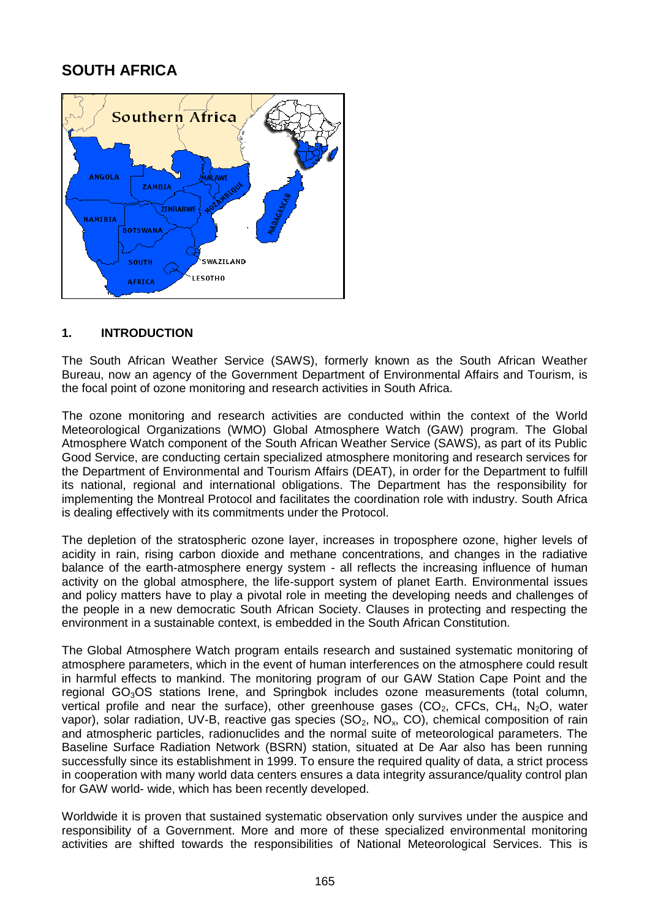# SOUTH AFRICA

## 1. INTRODUCTION

The South African Weather Service (SAWS), formerly known as the South African Weather Bureau, now an agency of the Government Department of Environmental Affairs and Tourism, is the focal point of ozone monitoring and research activities in South Africa.

The ozone monitoring and research activities are conducted within the context of the World Meteorological Organizations (WMO) Global Atmosphere Watch (GAW) program. The Global Atmosphere Watch component of the South African Weather Service (SAWS), as part of its Public Good Service, are conducting certain specialized atmosphere monitoring and research services for the Department of Environmental and Tourism Affairs (DEAT), in order for the Department to fulfill its national, regional and international obligations. The Department has the responsibility for implementing the Montreal Protocol and facilitates the coordination role with industry. South Africa is dealing effectively with its commitments under the Protocol.

The depletion of the stratospheric ozone layer, increases in troposphere ozone, higher levels of acidity in rain, rising carbon dioxide and methane concentrations, and changes in the radiative balance of the earth-atmosphere energy system - all reflects the increasing influence of human activity on the global atmosphere, the life-support system of planet Earth. Environmental issues and policy matters have to play a pivotal role in meeting the developing needs and challenges of the people in a new democratic South African Society. Clauses in protecting and respecting the environment in a sustainable context, is embedded in the South African Constitution.

The Global Atmosphere Watch program entails research and sustained systematic monitoring of atmosphere parameters, which in the event of human interferences on the atmosphere could result in harmful effects to mankind. The monitoring program of our GAW Station Cape Point and the regional $GO_3OS$ stations Irene, and Springbok includes ozone measurements (total column, vertical profile and near the surface), other greenhouse gases ($CO_2$, CFCs, $CH_4$, $N_2O$, water vapor), solar radiation, UV-B, reactive gas species ($SO_2$, $NO_x$, CO), chemical composition of rain and atmospheric particles, radionuclides and the normal suite of meteorological parameters. The Baseline Surface Radiation Network (BSRN) station, situated at De Aar also has been running successfully since its establishment in 1999. To ensure the required quality of data, a strict process in cooperation with many world data centers ensures a data integrity assurance/quality control plan for GAW world- wide, which has been recently developed.

Worldwide it is proven that sustained systematic observation only survives under the auspice and responsibility of a Government. More and more of these specialized environmental monitoring activities are shifted towards the responsibilities of National Meteorological Services. This is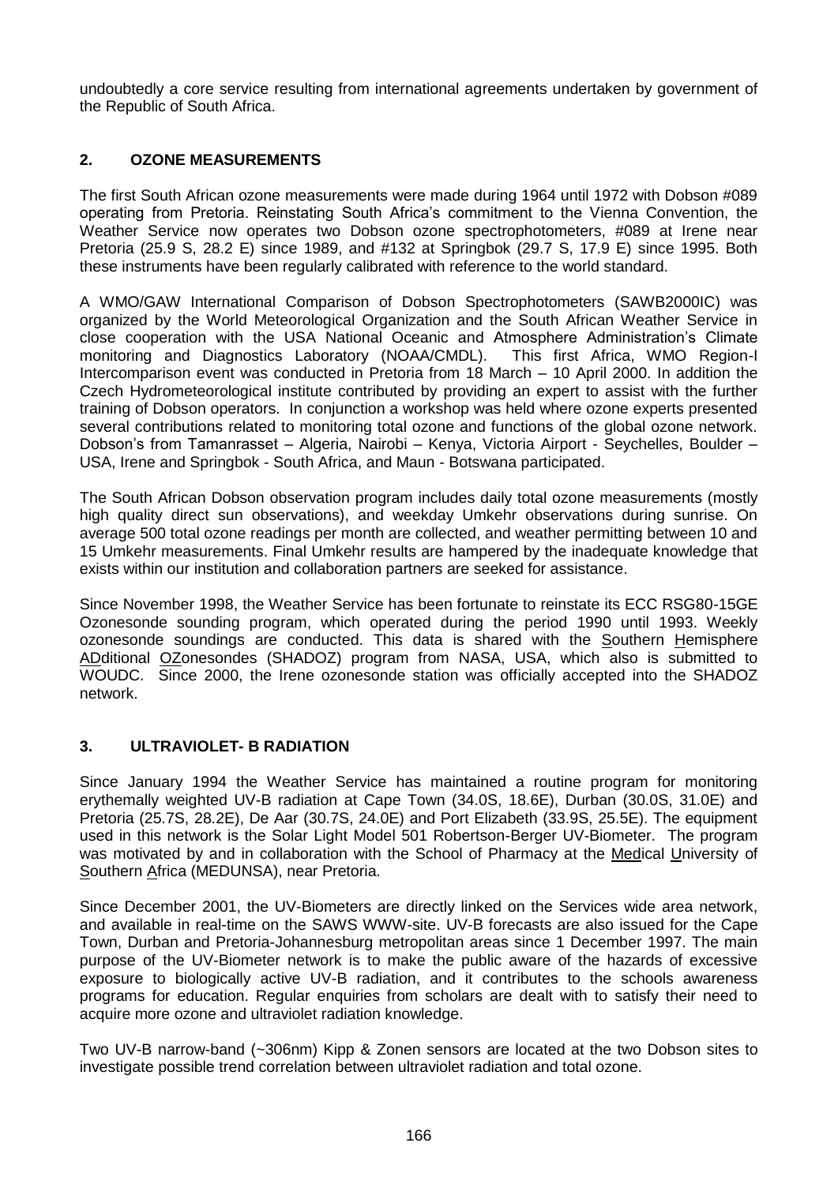undoubtedly a core service resulting from international agreements undertaken by government of the Republic of South Africa.

## 2. OZONE MEASUREMENTS

The first South African ozone measurements were made during 1964 until 1972 with Dobson #089 operating from Pretoria. Reinstating South Africa's commitment to the Vienna Convention, the Weather Service now operates two Dobson ozone spectrophotometers, #089 at Irene near Pretoria (25.9 S, 28.2 E) since 1989, and #132 at Springbok (29.7 S, 17.9 E) since 1995. Both these instruments have been regularly calibrated with reference to the world standard.

A WMO/GAW International Comparison of Dobson Spectrophotometers (SAWB2000IC) was organized by the World Meteorological Organization and the South African Weather Service in close cooperation with the USA National Oceanic and Atmosphere Administration's Climate monitoring and Diagnostics Laboratory (NOAA/CMDL). This first Africa, WMO Region-I Intercomparison event was conducted in Pretoria from 18 March – 10 April 2000. In addition the Czech Hydrometeorological institute contributed by providing an expert to assist with the further training of Dobson operators. In conjunction a workshop was held where ozone experts presented several contributions related to monitoring total ozone and functions of the global ozone network. Dobson's from Tamanrasset – Algeria, Nairobi – Kenya, Victoria Airport - Seychelles, Boulder – USA, Irene and Springbok - South Africa, and Maun - Botswana participated.

The South African Dobson observation program includes daily total ozone measurements (mostly high quality direct sun observations), and weekday Umkehr observations during sunrise. On average 500 total ozone readings per month are collected, and weather permitting between 10 and 15 Umkehr measurements. Final Umkehr results are hampered by the inadequate knowledge that exists within our institution and collaboration partners are seeked for assistance.

Since November 1998, the Weather Service has been fortunate to reinstate its ECC RSG80-15GE Ozonesonde sounding program, which operated during the period 1990 until 1993. Weekly ozonesonde soundings are conducted. This data is shared with the Southern Hemisphere ADditional OZonesondes (SHADOZ) program from NASA, USA, which also is submitted to WOUDC. Since 2000, the Irene ozonesonde station was officially accepted into the SHADOZ network.

## 3. ULTRAVIOLET- B RADIATION

Since January 1994 the Weather Service has maintained a routine program for monitoring erythemally weighted UV-B radiation at Cape Town (34.0S, 18.6E), Durban (30.0S, 31.0E) and Pretoria (25.7S, 28.2E), De Aar (30.7S, 24.0E) and Port Elizabeth (33.9S, 25.5E). The equipment used in this network is the Solar Light Model 501 Robertson-Berger UV-Biometer. The program was motivated by and in collaboration with the School of Pharmacy at the Medical University of Southern Africa (MEDUNSA), near Pretoria.

Since December 2001, the UV-Biometers are directly linked on the Services wide area network, and available in real-time on the SAWS WWW-site. UV-B forecasts are also issued for the Cape Town, Durban and Pretoria-Johannesburg metropolitan areas since 1 December 1997. The main purpose of the UV-Biometer network is to make the public aware of the hazards of excessive exposure to biologically active UV-B radiation, and it contributes to the schools awareness programs for education. Regular enquiries from scholars are dealt with to satisfy their need to acquire more ozone and ultraviolet radiation knowledge.

Two UV-B narrow-band (~306nm) Kipp & Zonen sensors are located at the two Dobson sites to investigate possible trend correlation between ultraviolet radiation and total ozone.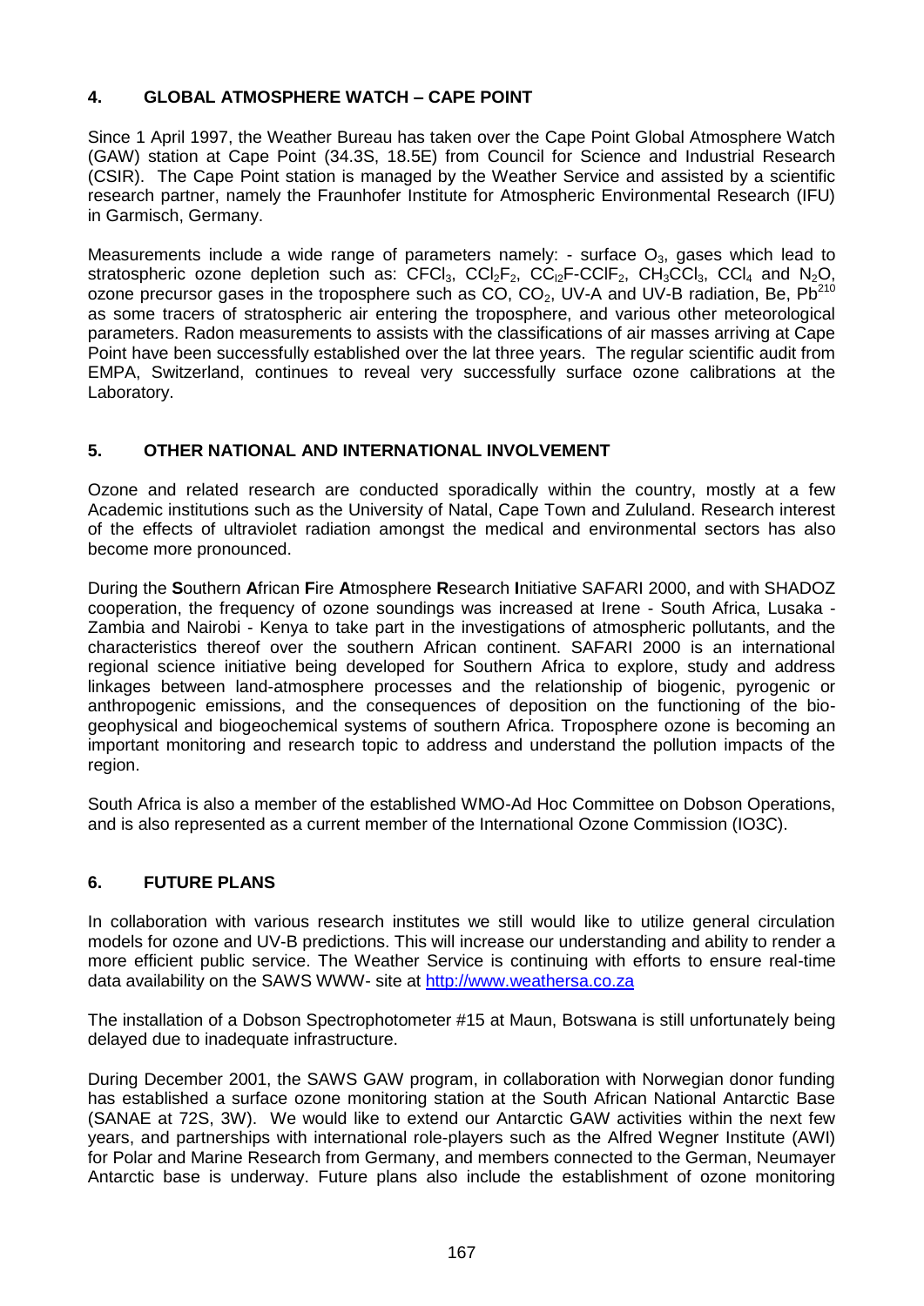## 4. GLOBAL ATMOSPHERE WATCH – CAPE POINT

Since 1 April 1997, the Weather Bureau has taken over the Cape Point Global Atmosphere Watch (GAW) station at Cape Point (34.3S, 18.5E) from Council for Science and Industrial Research (CSIR). The Cape Point station is managed by the Weather Service and assisted by a scientific research partner, namely the Fraunhofer Institute for Atmospheric Environmental Research (IFU) in Garmisch, Germany.

Measurements include a wide range of parameters namely: - surface $O_3$, gases which lead to stratospheric ozone depletion such as: $CFCl_3$, $CCl_2F_2$, $CCl_2F$-$CClF_2$, $CH_3CCl_3$, $CCl_4$ and $N_2O$, ozone precursor gases in the troposphere such as CO, $CO_2$, UV-A and UV-B radiation, Be, $Pb^{210}$ as some tracers of stratospheric air entering the troposphere, and various other meteorological parameters. Radon measurements to assists with the classifications of air masses arriving at Cape Point have been successfully established over the lat three years. The regular scientific audit from EMPA, Switzerland, continues to reveal very successfully surface ozone calibrations at the Laboratory.

## 5. OTHER NATIONAL AND INTERNATIONAL INVOLVEMENT

Ozone and related research are conducted sporadically within the country, mostly at a few Academic institutions such as the University of Natal, Cape Town and Zululand. Research interest of the effects of ultraviolet radiation amongst the medical and environmental sectors has also become more pronounced.

During the **S**outhern **A**frican **F**ire **A**tmosphere **R**esearch **I**nitiative SAFARI 2000, and with SHADOZ cooperation, the frequency of ozone soundings was increased at Irene - South Africa, Lusaka - Zambia and Nairobi - Kenya to take part in the investigations of atmospheric pollutants, and the characteristics thereof over the southern African continent. SAFARI 2000 is an international regional science initiative being developed for Southern Africa to explore, study and address linkages between land-atmosphere processes and the relationship of biogenic, pyrogenic or anthropogenic emissions, and the consequences of deposition on the functioning of the bio-geophysical and biogeochemical systems of southern Africa. Troposphere ozone is becoming an important monitoring and research topic to address and understand the pollution impacts of the region.

South Africa is also a member of the established WMO-Ad Hoc Committee on Dobson Operations, and is also represented as a current member of the International Ozone Commission (IO3C).

## 6. FUTURE PLANS

In collaboration with various research institutes we still would like to utilize general circulation models for ozone and UV-B predictions. This will increase our understanding and ability to render a more efficient public service. The Weather Service is continuing with efforts to ensure real-time data availability on the SAWS WWW- site at [http://www.weathersa.co.za](http://www.weathersa.co.za)

The installation of a Dobson Spectrophotometer #15 at Maun, Botswana is still unfortunately being delayed due to inadequate infrastructure.

During December 2001, the SAWS GAW program, in collaboration with Norwegian donor funding has established a surface ozone monitoring station at the South African National Antarctic Base (SANAE at 72S, 3W). We would like to extend our Antarctic GAW activities within the next few years, and partnerships with international role-players such as the Alfred Wegner Institute (AWI) for Polar and Marine Research from Germany, and members connected to the German, Neumayer Antarctic base is underway. Future plans also include the establishment of ozone monitoring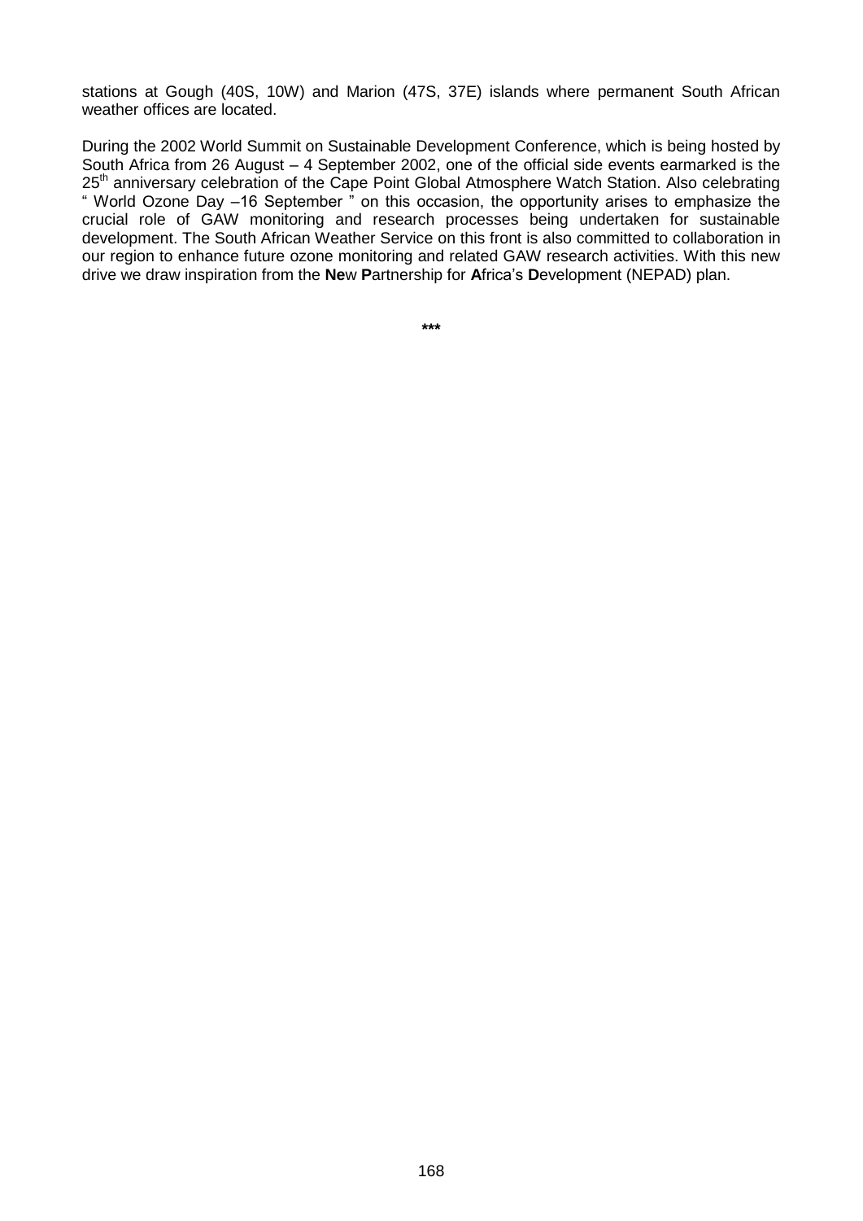stations at Gough (40S, 10W) and Marion (47S, 37E) islands where permanent South African weather offices are located.

During the 2002 World Summit on Sustainable Development Conference, which is being hosted by South Africa from 26 August – 4 September 2002, one of the official side events earmarked is the 25th anniversary celebration of the Cape Point Global Atmosphere Watch Station. Also celebrating " World Ozone Day –16 September " on this occasion, the opportunity arises to emphasize the crucial role of GAW monitoring and research processes being undertaken for sustainable development. The South African Weather Service on this front is also committed to collaboration in our region to enhance future ozone monitoring and related GAW research activities. With this new drive we draw inspiration from the **Ne**w **P**artnership for **A**frica's **D**evelopment (NEPAD) plan.

***